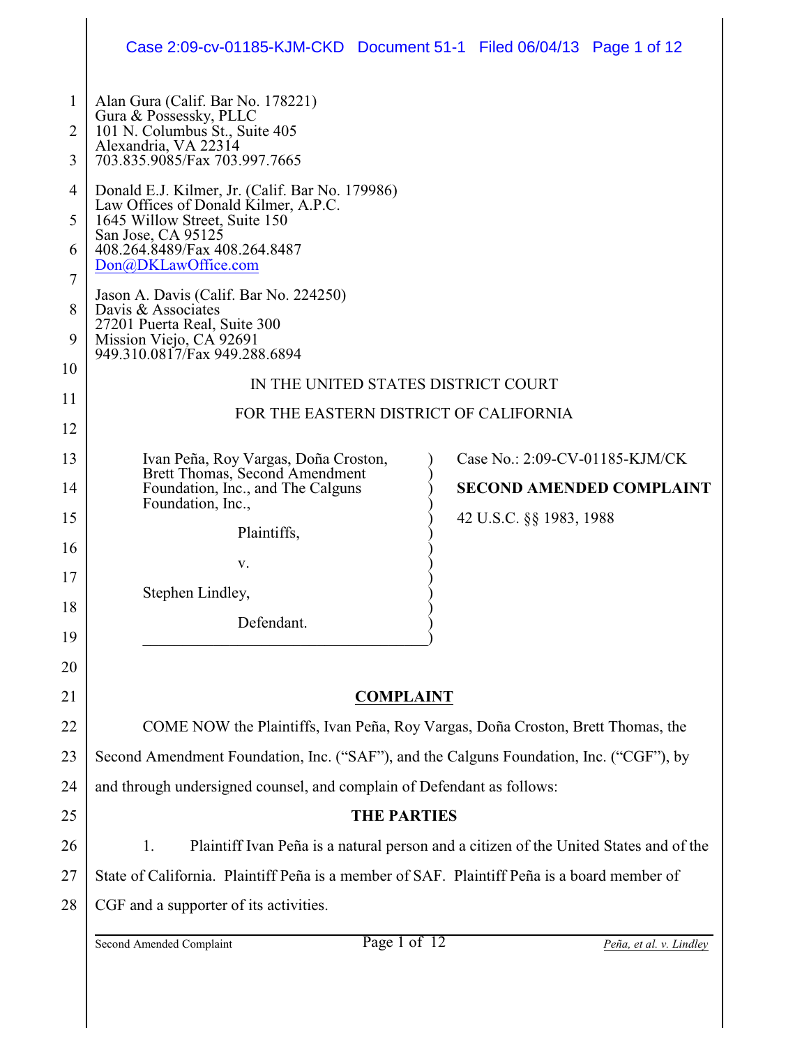Alan Gura (Calif. Bar No. 178221)
Gura & Possessky, PLLC
101 N. Columbus St., Suite 405
Alexandria, VA 22314
703.835.9085/Fax 703.997.7665

Donald E.J. Kilmer, Jr. (Calif. Bar No. 179986)
Law Offices of Donald Kilmer, A.P.C.
1645 Willow Street, Suite 150
San Jose, CA 95125
408.264.8489/Fax 408.264.8487
Don@DKLawOffice.com

Jason A. Davis (Calif. Bar No. 224250)
Davis & Associates
27201 Puerta Real, Suite 300
Mission Viejo, CA 92691
949.310.0817/Fax 949.288.6894

IN THE UNITED STATES DISTRICT COURT

FOR THE EASTERN DISTRICT OF CALIFORNIA

| | |
|---|---|
| Ivan Peña, Roy Vargas, Doña Croston, Brett Thomas, Second Amendment Foundation, Inc., and The Calguns Foundation, Inc.,<br><br>Plaintiffs,<br><br>v.<br><br>Stephen Lindley,<br><br>Defendant. | Case No.: 2:09-CV-01185-KJM/CK<br><br>**SECOND AMENDED COMPLAINT**<br><br>42 U.S.C. §§ 1983, 1988 |

## COMPLAINT

COME NOW the Plaintiffs, Ivan Peña, Roy Vargas, Doña Croston, Brett Thomas, the Second Amendment Foundation, Inc. ("SAF"), and the Calguns Foundation, Inc. ("CGF"), by and through undersigned counsel, and complain of Defendant as follows:

### THE PARTIES

1. Plaintiff Ivan Peña is a natural person and a citizen of the United States and of the State of California. Plaintiff Peña is a member of SAF. Plaintiff Peña is a board member of CGF and a supporter of its activities.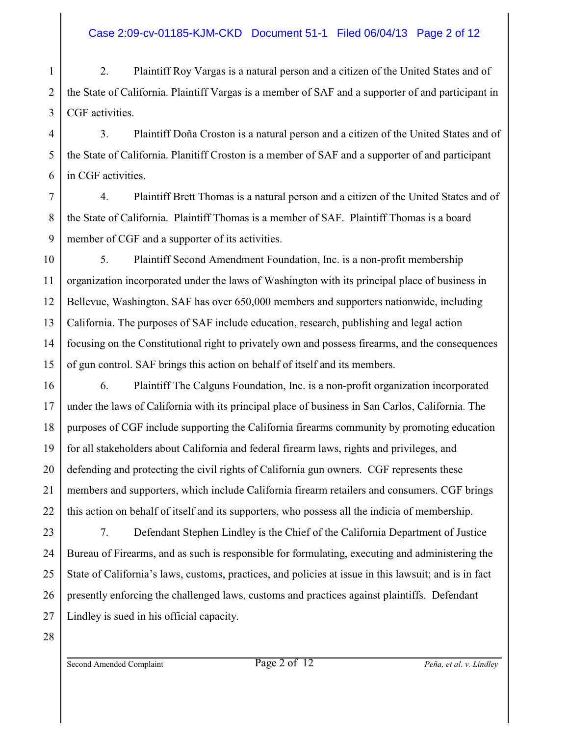2. Plaintiff Roy Vargas is a natural person and a citizen of the United States and of the State of California. Plaintiff Vargas is a member of SAF and a supporter of and participant in CGF activities.

3. Plaintiff Doña Croston is a natural person and a citizen of the United States and of the State of California. Planitiff Croston is a member of SAF and a supporter of and participant in CGF activities.

4. Plaintiff Brett Thomas is a natural person and a citizen of the United States and of the State of California. Plaintiff Thomas is a member of SAF. Plaintiff Thomas is a board member of CGF and a supporter of its activities.

5. Plaintiff Second Amendment Foundation, Inc. is a non-profit membership organization incorporated under the laws of Washington with its principal place of business in Bellevue, Washington. SAF has over 650,000 members and supporters nationwide, including California. The purposes of SAF include education, research, publishing and legal action focusing on the Constitutional right to privately own and possess firearms, and the consequences of gun control. SAF brings this action on behalf of itself and its members.

6. Plaintiff The Calguns Foundation, Inc. is a non-profit organization incorporated under the laws of California with its principal place of business in San Carlos, California. The purposes of CGF include supporting the California firearms community by promoting education for all stakeholders about California and federal firearm laws, rights and privileges, and defending and protecting the civil rights of California gun owners. CGF represents these members and supporters, which include California firearm retailers and consumers. CGF brings this action on behalf of itself and its supporters, who possess all the indicia of membership.

7. Defendant Stephen Lindley is the Chief of the California Department of Justice Bureau of Firearms, and as such is responsible for formulating, executing and administering the State of California's laws, customs, practices, and policies at issue in this lawsuit; and is in fact presently enforcing the challenged laws, customs and practices against plaintiffs. Defendant Lindley is sued in his official capacity.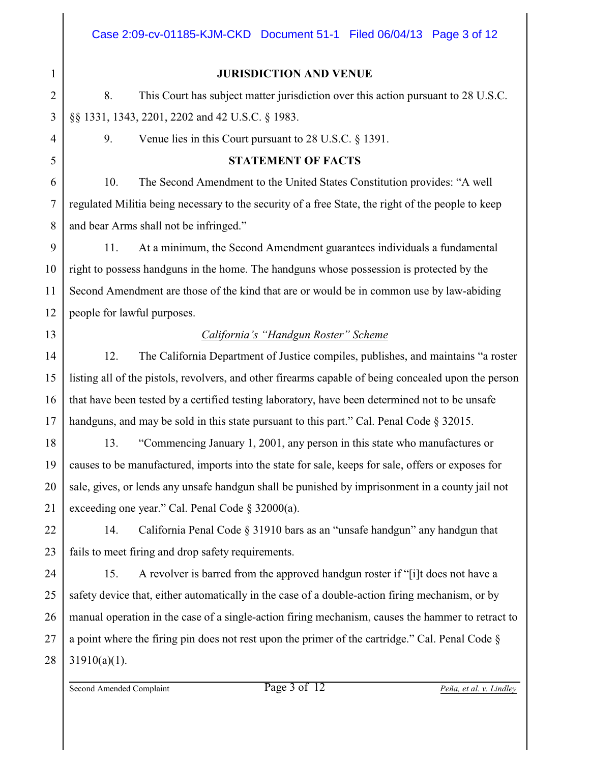## JURISDICTION AND VENUE

8. This Court has subject matter jurisdiction over this action pursuant to 28 U.S.C. §§ 1331, 1343, 2201, 2202 and 42 U.S.C. § 1983.

9. Venue lies in this Court pursuant to 28 U.S.C. § 1391.

## STATEMENT OF FACTS

10. The Second Amendment to the United States Constitution provides: "A well regulated Militia being necessary to the security of a free State, the right of the people to keep and bear Arms shall not be infringed."

11. At a minimum, the Second Amendment guarantees individuals a fundamental right to possess handguns in the home. The handguns whose possession is protected by the Second Amendment are those of the kind that are or would be in common use by law-abiding people for lawful purposes.

### *California's "Handgun Roster" Scheme*

12. The California Department of Justice compiles, publishes, and maintains "a roster listing all of the pistols, revolvers, and other firearms capable of being concealed upon the person that have been tested by a certified testing laboratory, have been determined not to be unsafe handguns, and may be sold in this state pursuant to this part." Cal. Penal Code § 32015.

13. "Commencing January 1, 2001, any person in this state who manufactures or causes to be manufactured, imports into the state for sale, keeps for sale, offers or exposes for sale, gives, or lends any unsafe handgun shall be punished by imprisonment in a county jail not exceeding one year." Cal. Penal Code § 32000(a).

14. California Penal Code § 31910 bars as an "unsafe handgun" any handgun that fails to meet firing and drop safety requirements.

15. A revolver is barred from the approved handgun roster if "[i]t does not have a safety device that, either automatically in the case of a double-action firing mechanism, or by manual operation in the case of a single-action firing mechanism, causes the hammer to retract to a point where the firing pin does not rest upon the primer of the cartridge." Cal. Penal Code § 31910(a)(1).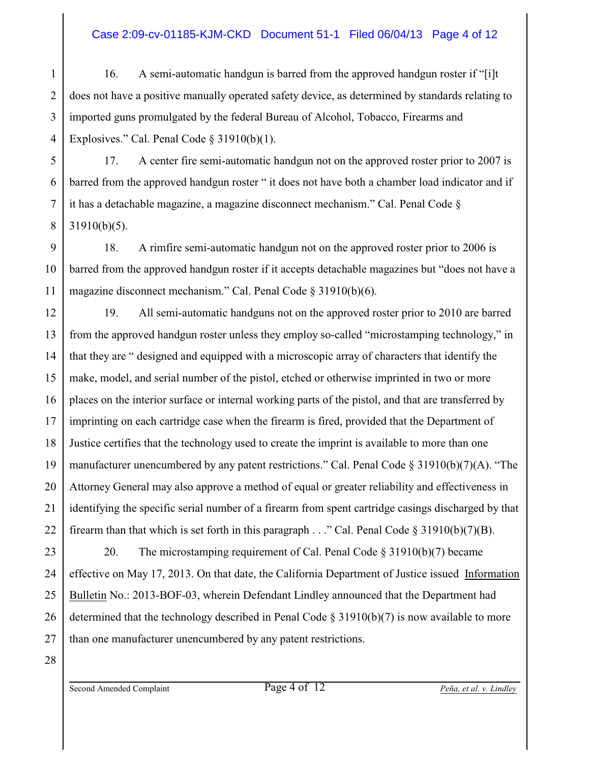16. A semi-automatic handgun is barred from the approved handgun roster if "[i]t does not have a positive manually operated safety device, as determined by standards relating to imported guns promulgated by the federal Bureau of Alcohol, Tobacco, Firearms and Explosives." Cal. Penal Code § 31910(b)(1).

17. A center fire semi-automatic handgun not on the approved roster prior to 2007 is barred from the approved handgun roster " it does not have both a chamber load indicator and if it has a detachable magazine, a magazine disconnect mechanism." Cal. Penal Code § 31910(b)(5).

18. A rimfire semi-automatic handgun not on the approved roster prior to 2006 is barred from the approved handgun roster if it accepts detachable magazines but "does not have a magazine disconnect mechanism." Cal. Penal Code § 31910(b)(6).

19. All semi-automatic handguns not on the approved roster prior to 2010 are barred from the approved handgun roster unless they employ so-called "microstamping technology," in that they are " designed and equipped with a microscopic array of characters that identify the make, model, and serial number of the pistol, etched or otherwise imprinted in two or more places on the interior surface or internal working parts of the pistol, and that are transferred by imprinting on each cartridge case when the firearm is fired, provided that the Department of Justice certifies that the technology used to create the imprint is available to more than one manufacturer unencumbered by any patent restrictions." Cal. Penal Code § 31910(b)(7)(A). "The Attorney General may also approve a method of equal or greater reliability and effectiveness in identifying the specific serial number of a firearm from spent cartridge casings discharged by that firearm than that which is set forth in this paragraph . . ." Cal. Penal Code § 31910(b)(7)(B).

20. The microstamping requirement of Cal. Penal Code § 31910(b)(7) became effective on May 17, 2013. On that date, the California Department of Justice issued Information Bulletin No.: 2013-BOF-03, wherein Defendant Lindley announced that the Department had determined that the technology described in Penal Code § 31910(b)(7) is now available to more than one manufacturer unencumbered by any patent restrictions.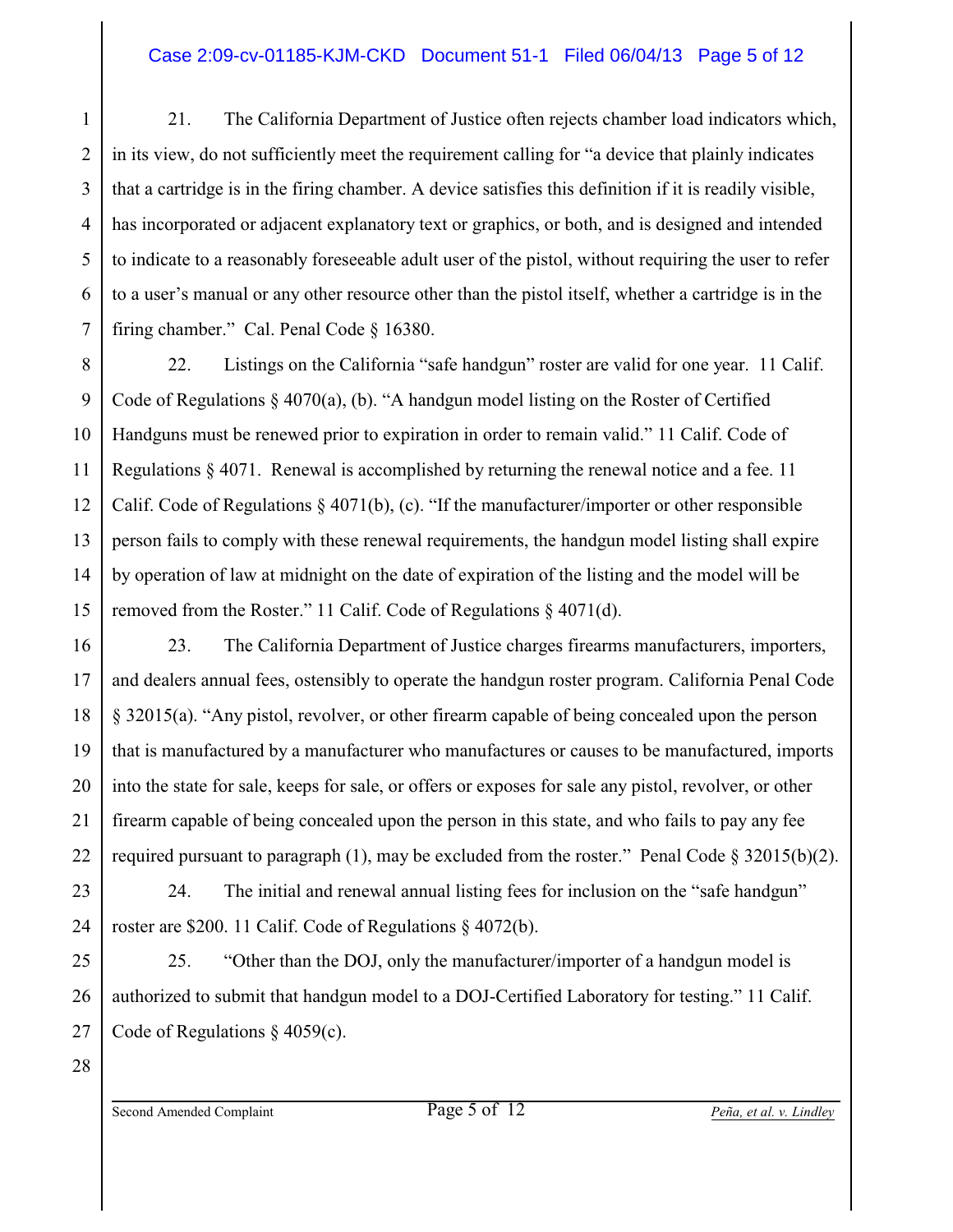21. The California Department of Justice often rejects chamber load indicators which, in its view, do not sufficiently meet the requirement calling for "a device that plainly indicates that a cartridge is in the firing chamber. A device satisfies this definition if it is readily visible, has incorporated or adjacent explanatory text or graphics, or both, and is designed and intended to indicate to a reasonably foreseeable adult user of the pistol, without requiring the user to refer to a user's manual or any other resource other than the pistol itself, whether a cartridge is in the firing chamber." Cal. Penal Code § 16380.

22. Listings on the California "safe handgun" roster are valid for one year. 11 Calif. Code of Regulations § 4070(a), (b). "A handgun model listing on the Roster of Certified Handguns must be renewed prior to expiration in order to remain valid." 11 Calif. Code of Regulations § 4071. Renewal is accomplished by returning the renewal notice and a fee. 11 Calif. Code of Regulations § 4071(b), (c). "If the manufacturer/importer or other responsible person fails to comply with these renewal requirements, the handgun model listing shall expire by operation of law at midnight on the date of expiration of the listing and the model will be removed from the Roster." 11 Calif. Code of Regulations § 4071(d).

23. The California Department of Justice charges firearms manufacturers, importers, and dealers annual fees, ostensibly to operate the handgun roster program. California Penal Code § 32015(a). "Any pistol, revolver, or other firearm capable of being concealed upon the person that is manufactured by a manufacturer who manufactures or causes to be manufactured, imports into the state for sale, keeps for sale, or offers or exposes for sale any pistol, revolver, or other firearm capable of being concealed upon the person in this state, and who fails to pay any fee required pursuant to paragraph (1), may be excluded from the roster." Penal Code § 32015(b)(2).

24. The initial and renewal annual listing fees for inclusion on the "safe handgun" roster are $200. 11 Calif. Code of Regulations § 4072(b).

25. "Other than the DOJ, only the manufacturer/importer of a handgun model is authorized to submit that handgun model to a DOJ-Certified Laboratory for testing." 11 Calif. Code of Regulations § 4059(c).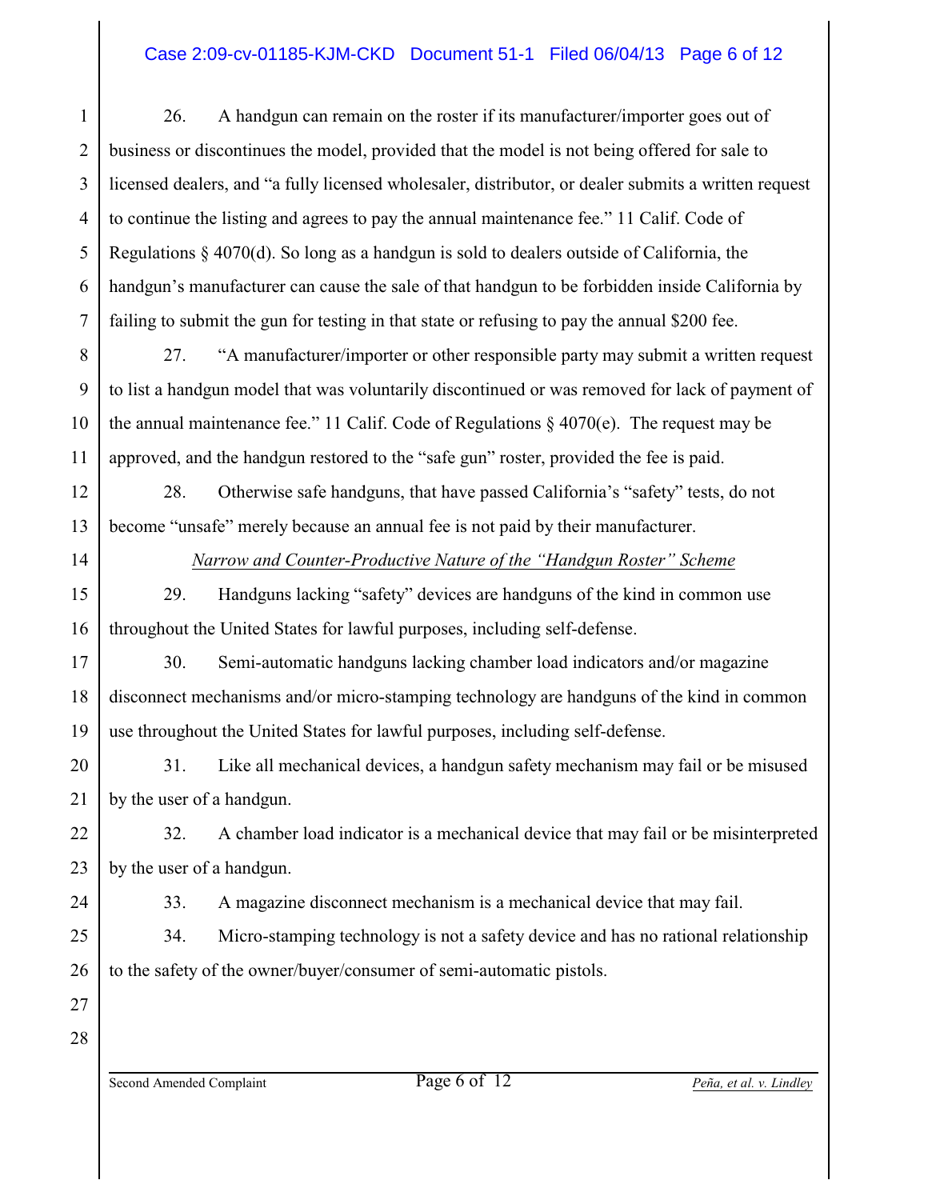26. A handgun can remain on the roster if its manufacturer/importer goes out of business or discontinues the model, provided that the model is not being offered for sale to licensed dealers, and "a fully licensed wholesaler, distributor, or dealer submits a written request to continue the listing and agrees to pay the annual maintenance fee." 11 Calif. Code of Regulations § 4070(d). So long as a handgun is sold to dealers outside of California, the handgun's manufacturer can cause the sale of that handgun to be forbidden inside California by failing to submit the gun for testing in that state or refusing to pay the annual $200 fee.

27. "A manufacturer/importer or other responsible party may submit a written request to list a handgun model that was voluntarily discontinued or was removed for lack of payment of the annual maintenance fee." 11 Calif. Code of Regulations § 4070(e). The request may be approved, and the handgun restored to the "safe gun" roster, provided the fee is paid.

28. Otherwise safe handguns, that have passed California's "safety" tests, do not become "unsafe" merely because an annual fee is not paid by their manufacturer.

*Narrow and Counter-Productive Nature of the "Handgun Roster" Scheme*

29. Handguns lacking "safety" devices are handguns of the kind in common use throughout the United States for lawful purposes, including self-defense.

30. Semi-automatic handguns lacking chamber load indicators and/or magazine disconnect mechanisms and/or micro-stamping technology are handguns of the kind in common use throughout the United States for lawful purposes, including self-defense.

31. Like all mechanical devices, a handgun safety mechanism may fail or be misused by the user of a handgun.

32. A chamber load indicator is a mechanical device that may fail or be misinterpreted by the user of a handgun.

33. A magazine disconnect mechanism is a mechanical device that may fail.

34. Micro-stamping technology is not a safety device and has no rational relationship to the safety of the owner/buyer/consumer of semi-automatic pistols.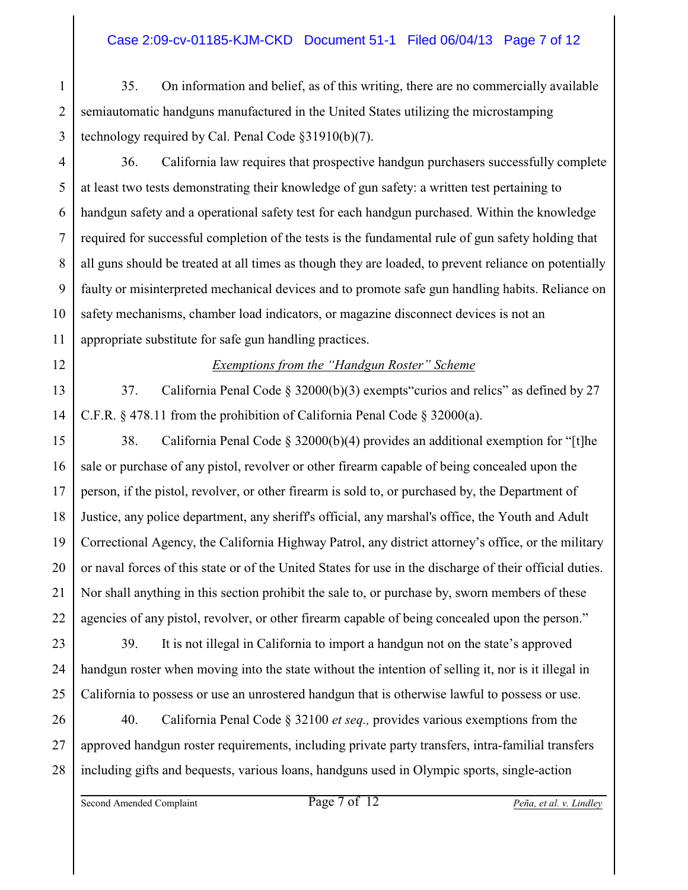35. On information and belief, as of this writing, there are no commercially available semiautomatic handguns manufactured in the United States utilizing the microstamping technology required by Cal. Penal Code §31910(b)(7).

36. California law requires that prospective handgun purchasers successfully complete at least two tests demonstrating their knowledge of gun safety: a written test pertaining to handgun safety and a operational safety test for each handgun purchased. Within the knowledge required for successful completion of the tests is the fundamental rule of gun safety holding that all guns should be treated at all times as though they are loaded, to prevent reliance on potentially faulty or misinterpreted mechanical devices and to promote safe gun handling habits. Reliance on safety mechanisms, chamber load indicators, or magazine disconnect devices is not an appropriate substitute for safe gun handling practices.

*Exemptions from the "Handgun Roster" Scheme*

37. California Penal Code § 32000(b)(3) exempts"curios and relics" as defined by 27 C.F.R. § 478.11 from the prohibition of California Penal Code § 32000(a).

38. California Penal Code § 32000(b)(4) provides an additional exemption for "[t]he sale or purchase of any pistol, revolver or other firearm capable of being concealed upon the person, if the pistol, revolver, or other firearm is sold to, or purchased by, the Department of Justice, any police department, any sheriff's official, any marshal's office, the Youth and Adult Correctional Agency, the California Highway Patrol, any district attorney's office, or the military or naval forces of this state or of the United States for use in the discharge of their official duties. Nor shall anything in this section prohibit the sale to, or purchase by, sworn members of these agencies of any pistol, revolver, or other firearm capable of being concealed upon the person."

39. It is not illegal in California to import a handgun not on the state's approved handgun roster when moving into the state without the intention of selling it, nor is it illegal in California to possess or use an unrostered handgun that is otherwise lawful to possess or use.

40. California Penal Code § 32100 *et seq.,* provides various exemptions from the approved handgun roster requirements, including private party transfers, intra-familial transfers including gifts and bequests, various loans, handguns used in Olympic sports, single-action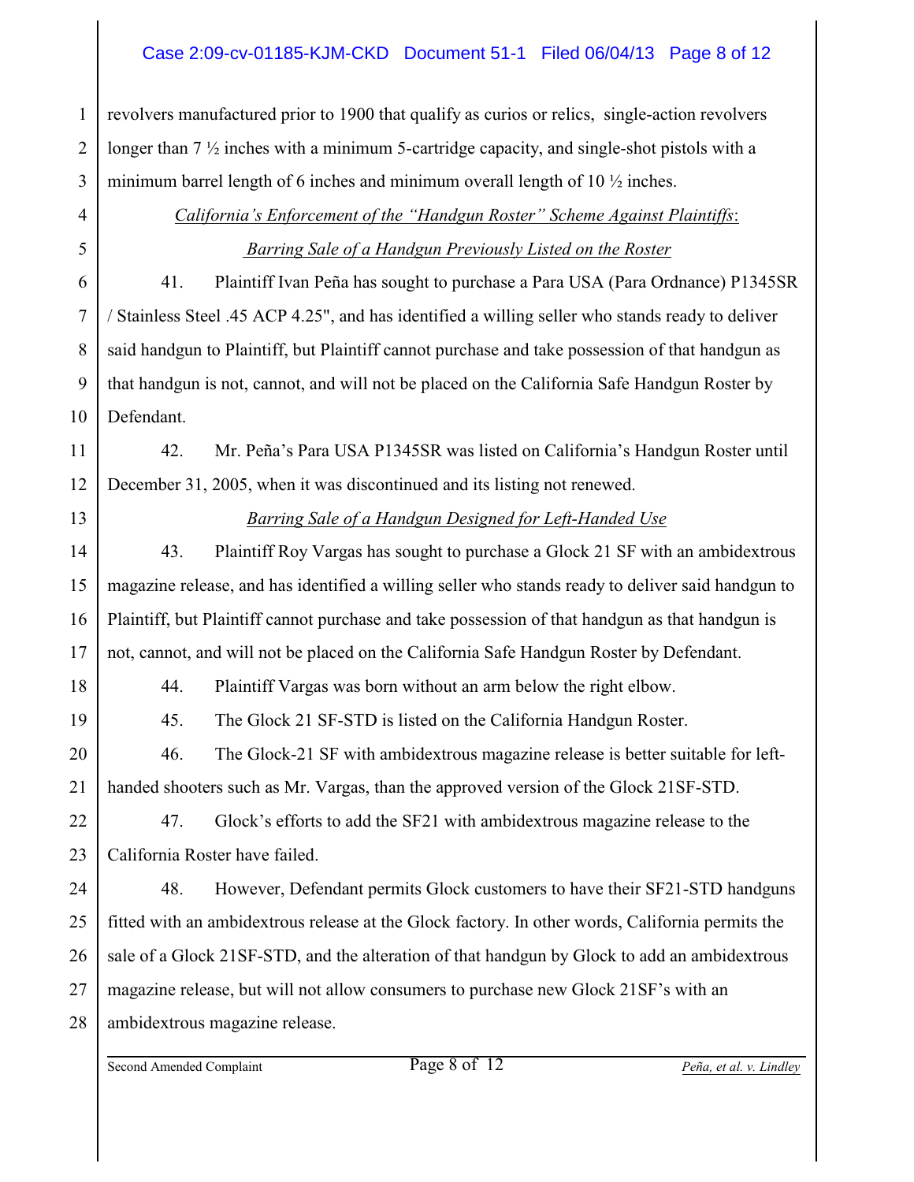revolvers manufactured prior to 1900 that qualify as curios or relics, single-action revolvers longer than 7 ½ inches with a minimum 5-cartridge capacity, and single-shot pistols with a minimum barrel length of 6 inches and minimum overall length of 10 ½ inches.

*California's Enforcement of the "Handgun Roster" Scheme Against Plaintiffs*:

*Barring Sale of a Handgun Previously Listed on the Roster*

41. Plaintiff Ivan Peña has sought to purchase a Para USA (Para Ordnance) P1345SR / Stainless Steel .45 ACP 4.25", and has identified a willing seller who stands ready to deliver said handgun to Plaintiff, but Plaintiff cannot purchase and take possession of that handgun as that handgun is not, cannot, and will not be placed on the California Safe Handgun Roster by Defendant.

42. Mr. Peña's Para USA P1345SR was listed on California's Handgun Roster until December 31, 2005, when it was discontinued and its listing not renewed.

*Barring Sale of a Handgun Designed for Left-Handed Use*

43. Plaintiff Roy Vargas has sought to purchase a Glock 21 SF with an ambidextrous magazine release, and has identified a willing seller who stands ready to deliver said handgun to Plaintiff, but Plaintiff cannot purchase and take possession of that handgun as that handgun is not, cannot, and will not be placed on the California Safe Handgun Roster by Defendant.

44. Plaintiff Vargas was born without an arm below the right elbow.

45. The Glock 21 SF-STD is listed on the California Handgun Roster.

46. The Glock-21 SF with ambidextrous magazine release is better suitable for left-handed shooters such as Mr. Vargas, than the approved version of the Glock 21SF-STD.

47. Glock's efforts to add the SF21 with ambidextrous magazine release to the California Roster have failed.

48. However, Defendant permits Glock customers to have their SF21-STD handguns fitted with an ambidextrous release at the Glock factory. In other words, California permits the sale of a Glock 21SF-STD, and the alteration of that handgun by Glock to add an ambidextrous magazine release, but will not allow consumers to purchase new Glock 21SF's with an ambidextrous magazine release.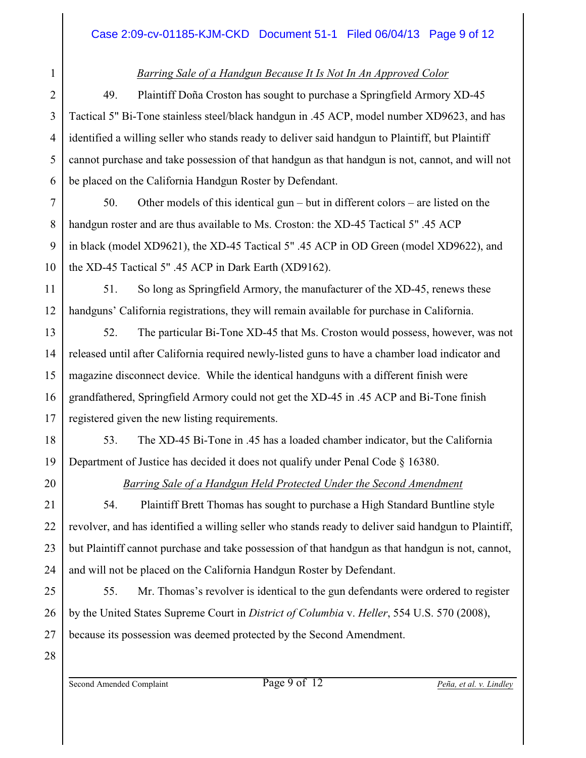*Barring Sale of a Handgun Because It Is Not In An Approved Color*

49. Plaintiff Doña Croston has sought to purchase a Springfield Armory XD-45 Tactical 5" Bi-Tone stainless steel/black handgun in .45 ACP, model number XD9623, and has identified a willing seller who stands ready to deliver said handgun to Plaintiff, but Plaintiff cannot purchase and take possession of that handgun as that handgun is not, cannot, and will not be placed on the California Handgun Roster by Defendant.

50. Other models of this identical gun – but in different colors – are listed on the handgun roster and are thus available to Ms. Croston: the XD-45 Tactical 5" .45 ACP in black (model XD9621), the XD-45 Tactical 5" .45 ACP in OD Green (model XD9622), and the XD-45 Tactical 5" .45 ACP in Dark Earth (XD9162).

51. So long as Springfield Armory, the manufacturer of the XD-45, renews these handguns' California registrations, they will remain available for purchase in California.

52. The particular Bi-Tone XD-45 that Ms. Croston would possess, however, was not released until after California required newly-listed guns to have a chamber load indicator and magazine disconnect device. While the identical handguns with a different finish were grandfathered, Springfield Armory could not get the XD-45 in .45 ACP and Bi-Tone finish registered given the new listing requirements.

53. The XD-45 Bi-Tone in .45 has a loaded chamber indicator, but the California Department of Justice has decided it does not qualify under Penal Code § 16380.

*Barring Sale of a Handgun Held Protected Under the Second Amendment*

54. Plaintiff Brett Thomas has sought to purchase a High Standard Buntline style revolver, and has identified a willing seller who stands ready to deliver said handgun to Plaintiff, but Plaintiff cannot purchase and take possession of that handgun as that handgun is not, cannot, and will not be placed on the California Handgun Roster by Defendant.

55. Mr. Thomas's revolver is identical to the gun defendants were ordered to register by the United States Supreme Court in *District of Columbia* v. *Heller*, 554 U.S. 570 (2008), because its possession was deemed protected by the Second Amendment.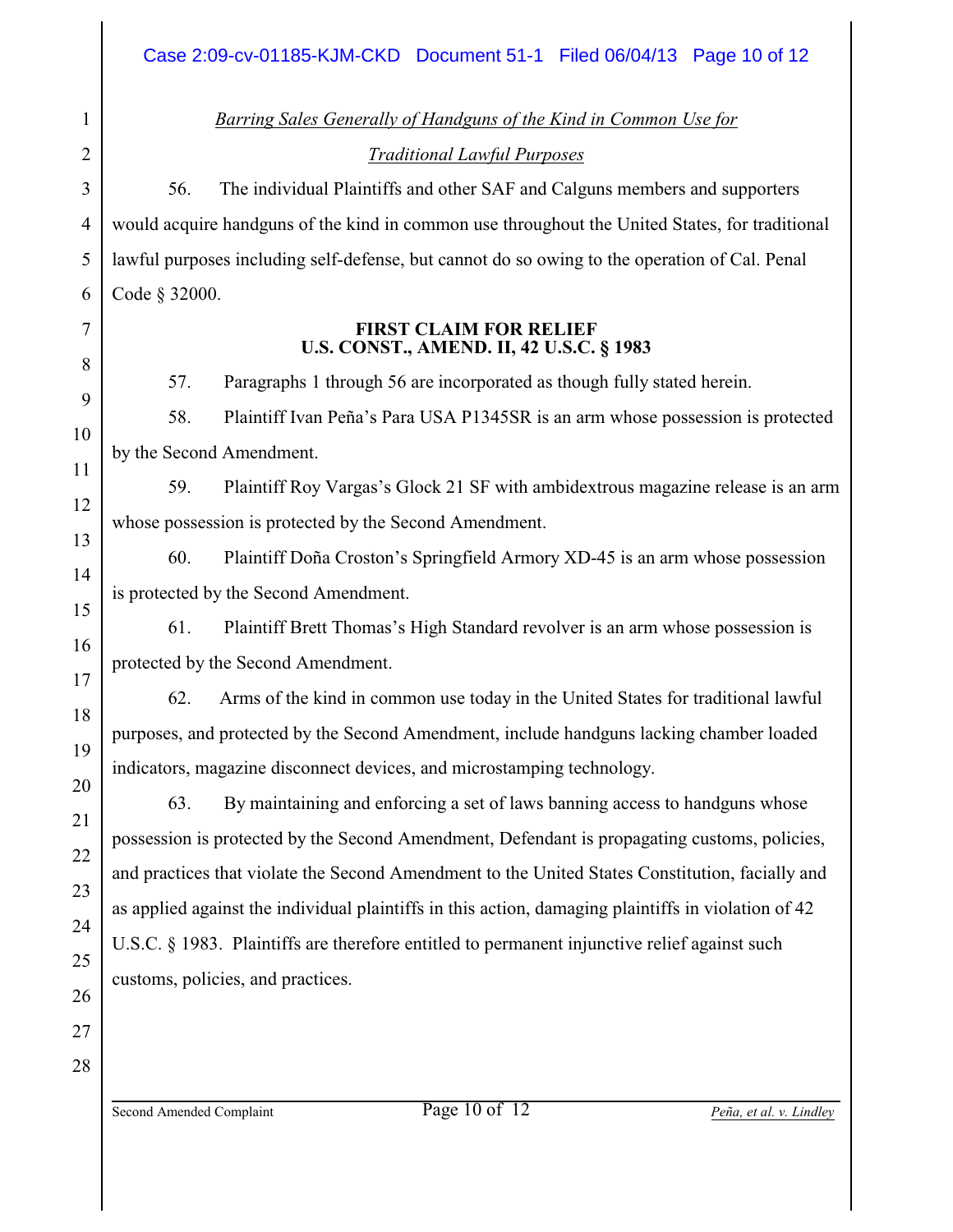*Barring Sales Generally of Handguns of the Kind in Common Use for Traditional Lawful Purposes*

56. The individual Plaintiffs and other SAF and Calguns members and supporters would acquire handguns of the kind in common use throughout the United States, for traditional lawful purposes including self-defense, but cannot do so owing to the operation of Cal. Penal Code § 32000.

**FIRST CLAIM FOR RELIEF**
**U.S. CONST., AMEND. II, 42 U.S.C. § 1983**

57. Paragraphs 1 through 56 are incorporated as though fully stated herein.

58. Plaintiff Ivan Peña's Para USA P1345SR is an arm whose possession is protected by the Second Amendment.

59. Plaintiff Roy Vargas's Glock 21 SF with ambidextrous magazine release is an arm whose possession is protected by the Second Amendment.

60. Plaintiff Doña Croston's Springfield Armory XD-45 is an arm whose possession is protected by the Second Amendment.

61. Plaintiff Brett Thomas's High Standard revolver is an arm whose possession is protected by the Second Amendment.

62. Arms of the kind in common use today in the United States for traditional lawful purposes, and protected by the Second Amendment, include handguns lacking chamber loaded indicators, magazine disconnect devices, and microstamping technology.

63. By maintaining and enforcing a set of laws banning access to handguns whose possession is protected by the Second Amendment, Defendant is propagating customs, policies, and practices that violate the Second Amendment to the United States Constitution, facially and as applied against the individual plaintiffs in this action, damaging plaintiffs in violation of 42 U.S.C. § 1983. Plaintiffs are therefore entitled to permanent injunctive relief against such customs, policies, and practices.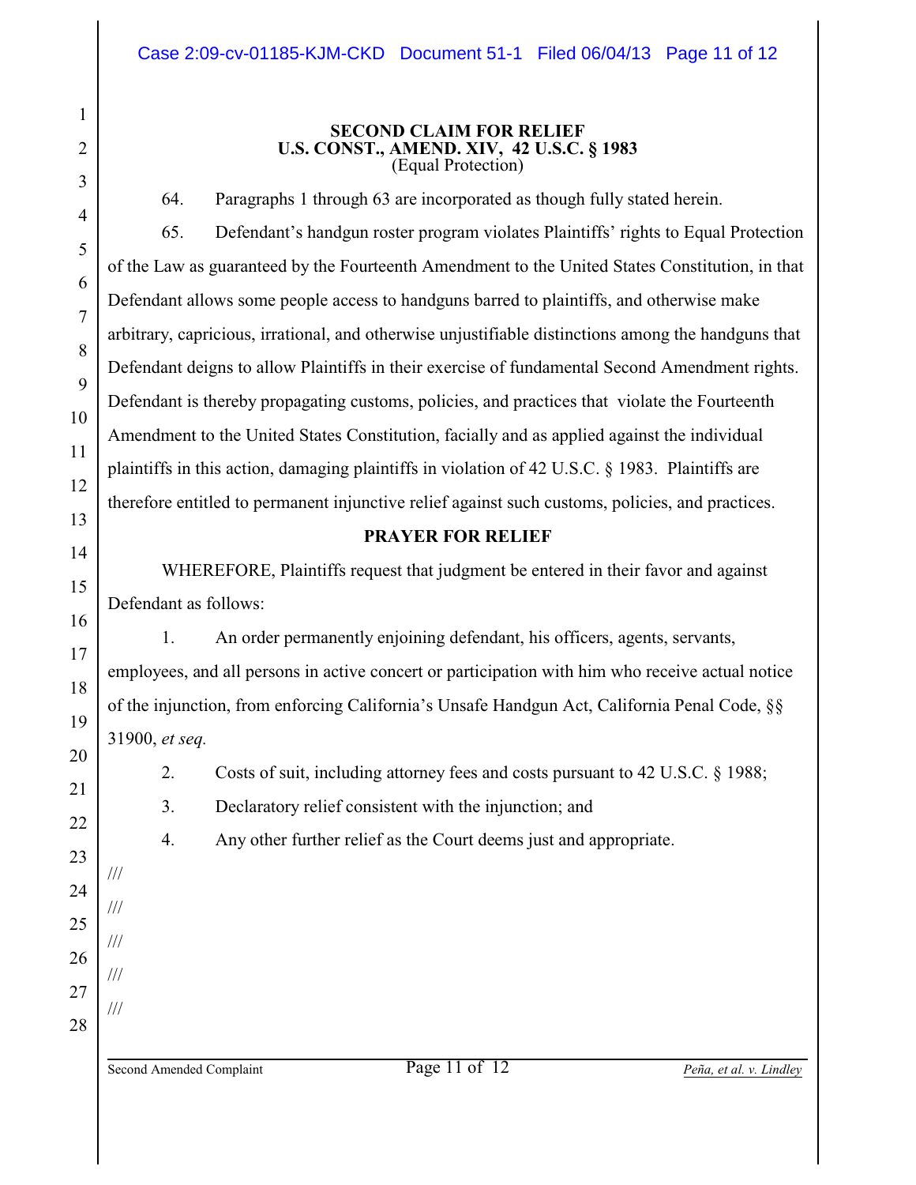## SECOND CLAIM FOR RELIEF
## U.S. CONST., AMEND. XIV, 42 U.S.C. § 1983
(Equal Protection)

64. Paragraphs 1 through 63 are incorporated as though fully stated herein.

65. Defendant's handgun roster program violates Plaintiffs' rights to Equal Protection of the Law as guaranteed by the Fourteenth Amendment to the United States Constitution, in that Defendant allows some people access to handguns barred to plaintiffs, and otherwise make arbitrary, capricious, irrational, and otherwise unjustifiable distinctions among the handguns that Defendant deigns to allow Plaintiffs in their exercise of fundamental Second Amendment rights. Defendant is thereby propagating customs, policies, and practices that violate the Fourteenth Amendment to the United States Constitution, facially and as applied against the individual plaintiffs in this action, damaging plaintiffs in violation of 42 U.S.C. § 1983. Plaintiffs are therefore entitled to permanent injunctive relief against such customs, policies, and practices.

**PRAYER FOR RELIEF**

WHEREFORE, Plaintiffs request that judgment be entered in their favor and against Defendant as follows:

1. An order permanently enjoining defendant, his officers, agents, servants, employees, and all persons in active concert or participation with him who receive actual notice of the injunction, from enforcing California's Unsafe Handgun Act, California Penal Code, §§ 31900, *et seq.*

2. Costs of suit, including attorney fees and costs pursuant to 42 U.S.C. § 1988;

3. Declaratory relief consistent with the injunction; and

4. Any other further relief as the Court deems just and appropriate.

///

///

///

///

///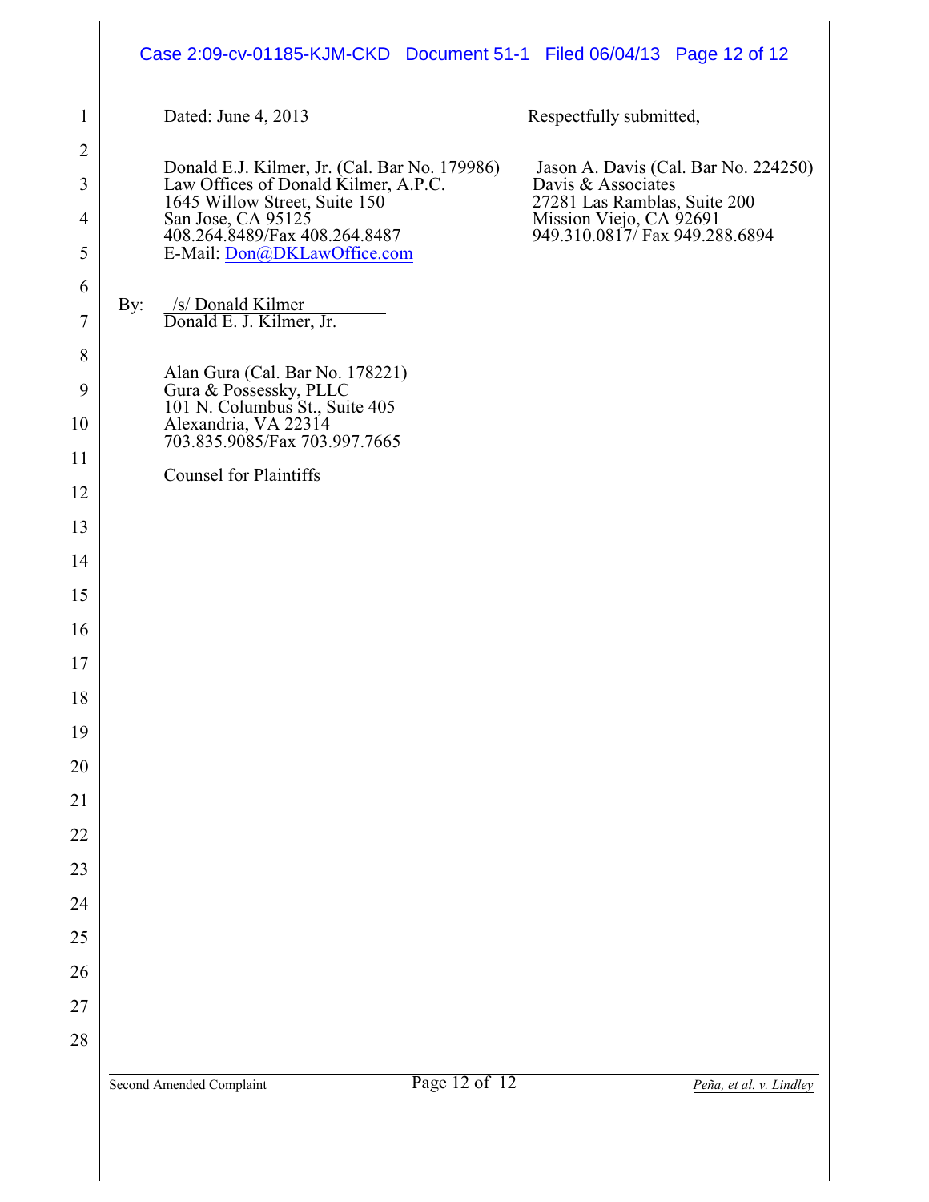Dated: June 4, 2013

Respectfully submitted,

Donald E.J. Kilmer, Jr. (Cal. Bar No. 179986)
Law Offices of Donald Kilmer, A.P.C.
1645 Willow Street, Suite 150
San Jose, CA 95125
408.264.8489/Fax 408.264.8487
E-Mail: Don@DKLawOffice.com

Jason A. Davis (Cal. Bar No. 224250)
Davis & Associates
27281 Las Ramblas, Suite 200
Mission Viejo, CA 92691
949.310.0817/ Fax 949.288.6894

By: /s/ Donald Kilmer
Donald E. J. Kilmer, Jr.

Alan Gura (Cal. Bar No. 178221)
Gura & Possessky, PLLC
101 N. Columbus St., Suite 405
Alexandria, VA 22314
703.835.9085/Fax 703.997.7665

Counsel for Plaintiffs